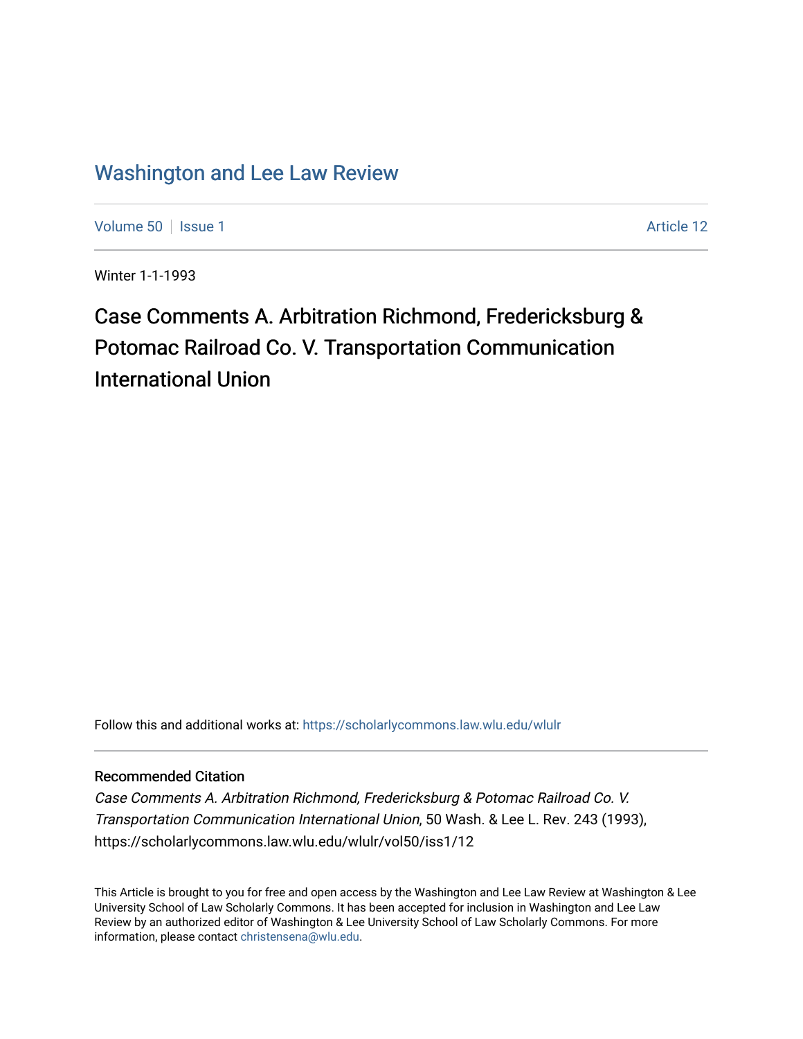# Washington and Lee Law Review

Volume 50 | Issue 1 Article 12

Winter 1-1-1993

## Case Comments A. Arbitration Richmond, Fredericksburg & Potomac Railroad Co. V. Transportation Communication International Union

Follow this and additional works at: https://scholarlycommons.law.wlu.edu/wlulr

### Recommended Citation

*Case Comments A. Arbitration Richmond, Fredericksburg & Potomac Railroad Co. V. Transportation Communication International Union*, 50 Wash. & Lee L. Rev. 243 (1993), https://scholarlycommons.law.wlu.edu/wlulr/vol50/iss1/12

This Article is brought to you for free and open access by the Washington and Lee Law Review at Washington & Lee University School of Law Scholarly Commons. It has been accepted for inclusion in Washington and Lee Law Review by an authorized editor of Washington & Lee University School of Law Scholarly Commons. For more information, please contact christensena@wlu.edu.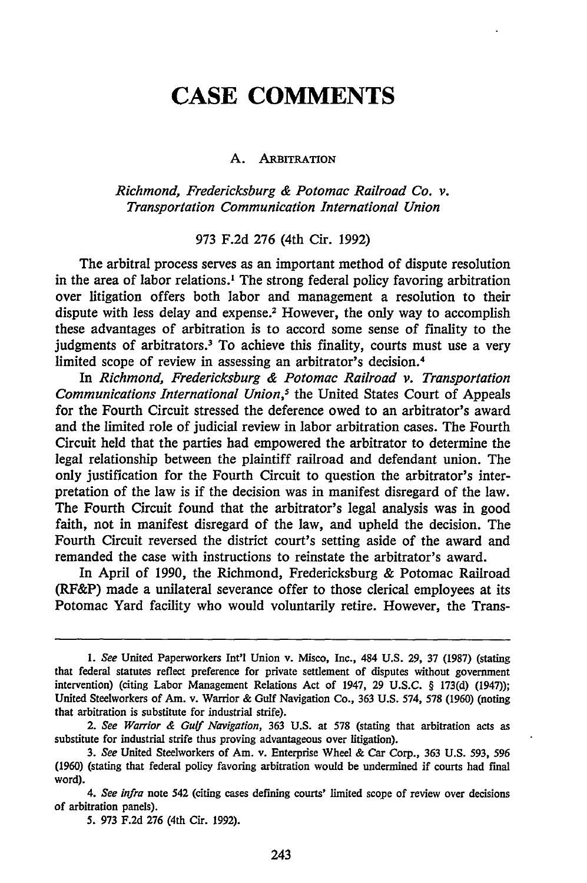# CASE COMMENTS

## A. Arbitration

### *Richmond, Fredericksburg & Potomac Railroad Co. v. Transportation Communication International Union*

973 F.2d 276 (4th Cir. 1992)

The arbitral process serves as an important method of dispute resolution in the area of labor relations.[1] The strong federal policy favoring arbitration over litigation offers both labor and management a resolution to their dispute with less delay and expense.[2] However, the only way to accomplish these advantages of arbitration is to accord some sense of finality to the judgments of arbitrators.[3] To achieve this finality, courts must use a very limited scope of review in assessing an arbitrator's decision.[4]

In *Richmond, Fredericksburg & Potomac Railroad v. Transportation Communications International Union*,[5] the United States Court of Appeals for the Fourth Circuit stressed the deference owed to an arbitrator's award and the limited role of judicial review in labor arbitration cases. The Fourth Circuit held that the parties had empowered the arbitrator to determine the legal relationship between the plaintiff railroad and defendant union. The only justification for the Fourth Circuit to question the arbitrator's interpretation of the law is if the decision was in manifest disregard of the law. The Fourth Circuit found that the arbitrator's legal analysis was in good faith, not in manifest disregard of the law, and upheld the decision. The Fourth Circuit reversed the district court's setting aside of the award and remanded the case with instructions to reinstate the arbitrator's award.

In April of 1990, the Richmond, Fredericksburg & Potomac Railroad (RF&P) made a unilateral severance offer to those clerical employees at its Potomac Yard facility who would voluntarily retire. However, the Trans-

---

1. *See* United Paperworkers Int'l Union v. Misco, Inc., 484 U.S. 29, 37 (1987) (stating that federal statutes reflect preference for private settlement of disputes without government intervention) (citing Labor Management Relations Act of 1947, 29 U.S.C. § 173(d) (1947)); United Steelworkers of Am. v. Warrior & Gulf Navigation Co., 363 U.S. 574, 578 (1960) (noting that arbitration is substitute for industrial strife).

2. *See Warrior & Gulf Navigation*, 363 U.S. at 578 (stating that arbitration acts as substitute for industrial strife thus proving advantageous over litigation).

3. *See* United Steelworkers of Am. v. Enterprise Wheel & Car Corp., 363 U.S. 593, 596 (1960) (stating that federal policy favoring arbitration would be undermined if courts had final word).

4. *See infra* note 542 (citing cases defining courts' limited scope of review over decisions of arbitration panels).

5. 973 F.2d 276 (4th Cir. 1992).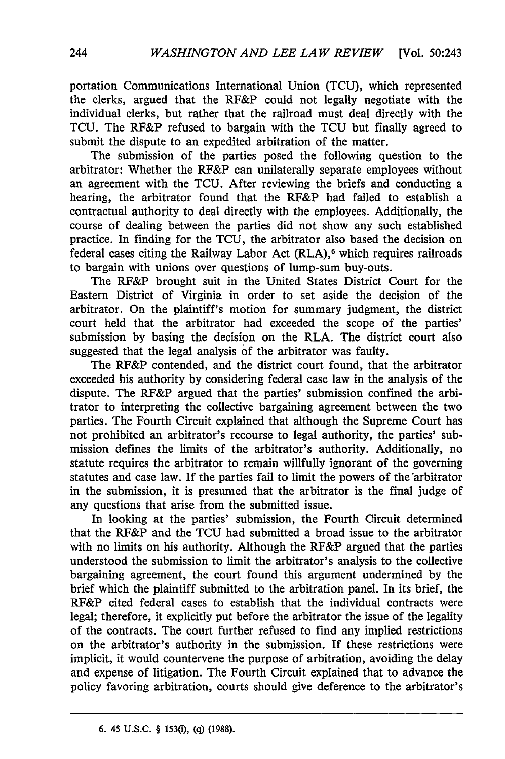portation Communications International Union (TCU), which represented the clerks, argued that the RF&P could not legally negotiate with the individual clerks, but rather that the railroad must deal directly with the TCU. The RF&P refused to bargain with the TCU but finally agreed to submit the dispute to an expedited arbitration of the matter.

The submission of the parties posed the following question to the arbitrator: Whether the RF&P can unilaterally separate employees without an agreement with the TCU. After reviewing the briefs and conducting a hearing, the arbitrator found that the RF&P had failed to establish a contractual authority to deal directly with the employees. Additionally, the course of dealing between the parties did not show any such established practice. In finding for the TCU, the arbitrator also based the decision on federal cases citing the Railway Labor Act (RLA),[6] which requires railroads to bargain with unions over questions of lump-sum buy-outs.

The RF&P brought suit in the United States District Court for the Eastern District of Virginia in order to set aside the decision of the arbitrator. On the plaintiff's motion for summary judgment, the district court held that the arbitrator had exceeded the scope of the parties' submission by basing the decision on the RLA. The district court also suggested that the legal analysis of the arbitrator was faulty.

The RF&P contended, and the district court found, that the arbitrator exceeded his authority by considering federal case law in the analysis of the dispute. The RF&P argued that the parties' submission confined the arbitrator to interpreting the collective bargaining agreement between the two parties. The Fourth Circuit explained that although the Supreme Court has not prohibited an arbitrator's recourse to legal authority, the parties' submission defines the limits of the arbitrator's authority. Additionally, no statute requires the arbitrator to remain willfully ignorant of the governing statutes and case law. If the parties fail to limit the powers of the arbitrator in the submission, it is presumed that the arbitrator is the final judge of any questions that arise from the submitted issue.

In looking at the parties' submission, the Fourth Circuit determined that the RF&P and the TCU had submitted a broad issue to the arbitrator with no limits on his authority. Although the RF&P argued that the parties understood the submission to limit the arbitrator's analysis to the collective bargaining agreement, the court found this argument undermined by the brief which the plaintiff submitted to the arbitration panel. In its brief, the RF&P cited federal cases to establish that the individual contracts were legal; therefore, it explicitly put before the arbitrator the issue of the legality of the contracts. The court further refused to find any implied restrictions on the arbitrator's authority in the submission. If these restrictions were implicit, it would countervene the purpose of arbitration, avoiding the delay and expense of litigation. The Fourth Circuit explained that to advance the policy favoring arbitration, courts should give deference to the arbitrator's

---

6. 45 U.S.C. § 153(i), (q) (1988).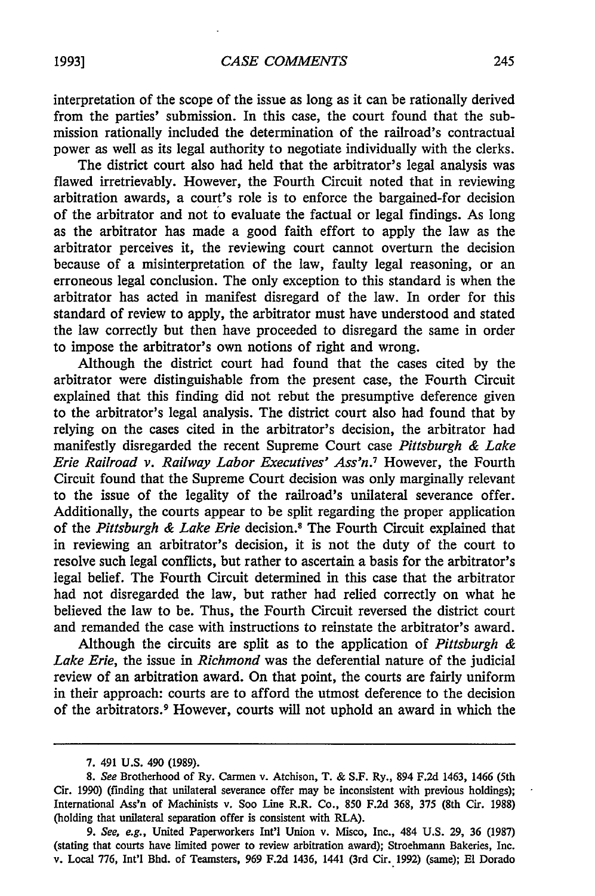interpretation of the scope of the issue as long as it can be rationally derived from the parties' submission. In this case, the court found that the submission rationally included the determination of the railroad's contractual power as well as its legal authority to negotiate individually with the clerks.

The district court also had held that the arbitrator's legal analysis was flawed irretrievably. However, the Fourth Circuit noted that in reviewing arbitration awards, a court's role is to enforce the bargained-for decision of the arbitrator and not to evaluate the factual or legal findings. As long as the arbitrator has made a good faith effort to apply the law as the arbitrator perceives it, the reviewing court cannot overturn the decision because of a misinterpretation of the law, faulty legal reasoning, or an erroneous legal conclusion. The only exception to this standard is when the arbitrator has acted in manifest disregard of the law. In order for this standard of review to apply, the arbitrator must have understood and stated the law correctly but then have proceeded to disregard the same in order to impose the arbitrator's own notions of right and wrong.

Although the district court had found that the cases cited by the arbitrator were distinguishable from the present case, the Fourth Circuit explained that this finding did not rebut the presumptive deference given to the arbitrator's legal analysis. The district court also had found that by relying on the cases cited in the arbitrator's decision, the arbitrator had manifestly disregarded the recent Supreme Court case *Pittsburgh & Lake Erie Railroad v. Railway Labor Executives' Ass'n.*[7] However, the Fourth Circuit found that the Supreme Court decision was only marginally relevant to the issue of the legality of the railroad's unilateral severance offer. Additionally, the courts appear to be split regarding the proper application of the *Pittsburgh & Lake Erie* decision.[8] The Fourth Circuit explained that in reviewing an arbitrator's decision, it is not the duty of the court to resolve such legal conflicts, but rather to ascertain a basis for the arbitrator's legal belief. The Fourth Circuit determined in this case that the arbitrator had not disregarded the law, but rather had relied correctly on what he believed the law to be. Thus, the Fourth Circuit reversed the district court and remanded the case with instructions to reinstate the arbitrator's award.

Although the circuits are split as to the application of *Pittsburgh & Lake Erie*, the issue in *Richmond* was the deferential nature of the judicial review of an arbitration award. On that point, the courts are fairly uniform in their approach: courts are to afford the utmost deference to the decision of the arbitrators.[9] However, courts will not uphold an award in which the

---

7. 491 U.S. 490 (1989).

8. *See* Brotherhood of Ry. Carmen v. Atchison, T. & S.F. Ry., 894 F.2d 1463, 1466 (5th Cir. 1990) (finding that unilateral severance offer may be inconsistent with previous holdings); International Ass'n of Machinists v. Soo Line R.R. Co., 850 F.2d 368, 375 (8th Cir. 1988) (holding that unilateral separation offer is consistent with RLA).

9. *See, e.g.*, United Paperworkers Int'l Union v. Misco, Inc., 484 U.S. 29, 36 (1987) (stating that courts have limited power to review arbitration award); Stroehmann Bakeries, Inc. v. Local 776, Int'l Bhd. of Teamsters, 969 F.2d 1436, 1441 (3rd Cir. 1992) (same); El Dorado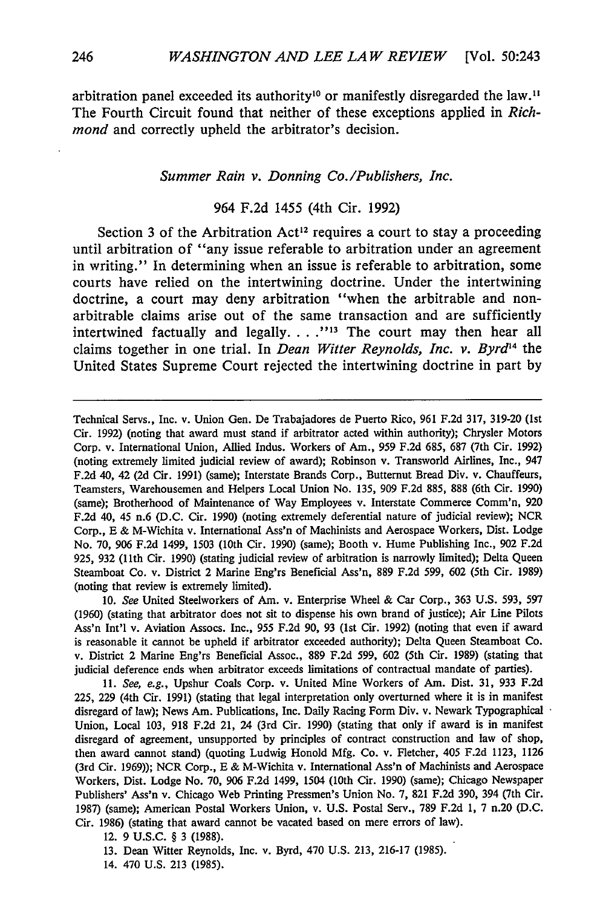arbitration panel exceeded its authority[10] or manifestly disregarded the law.[11] The Fourth Circuit found that neither of these exceptions applied in *Richmond* and correctly upheld the arbitrator's decision.

### *Summer Rain v. Donning Co./Publishers, Inc.*

### 964 F.2d 1455 (4th Cir. 1992)

Section 3 of the Arbitration Act[12] requires a court to stay a proceeding until arbitration of "any issue referable to arbitration under an agreement in writing." In determining when an issue is referable to arbitration, some courts have relied on the intertwining doctrine. Under the intertwining doctrine, a court may deny arbitration "when the arbitrable and non-arbitrable claims arise out of the same transaction and are sufficiently intertwined factually and legally. . . ."[13] The court may then hear all claims together in one trial. In *Dean Witter Reynolds, Inc. v. Byrd*[14] the United States Supreme Court rejected the intertwining doctrine in part by

---

Technical Servs., Inc. v. Union Gen. De Trabajadores de Puerto Rico, 961 F.2d 317, 319-20 (1st Cir. 1992) (noting that award must stand if arbitrator acted within authority); Chrysler Motors Corp. v. International Union, Allied Indus. Workers of Am., 959 F.2d 685, 687 (7th Cir. 1992) (noting extremely limited judicial review of award); Robinson v. Transworld Airlines, Inc., 947 F.2d 40, 42 (2d Cir. 1991) (same); Interstate Brands Corp., Butternut Bread Div. v. Chauffeurs, Teamsters, Warehousemen and Helpers Local Union No. 135, 909 F.2d 885, 888 (6th Cir. 1990) (same); Brotherhood of Maintenance of Way Employees v. Interstate Commerce Comm'n, 920 F.2d 40, 45 n.6 (D.C. Cir. 1990) (noting extremely deferential nature of judicial review); NCR Corp., E & M-Wichita v. International Ass'n of Machinists and Aerospace Workers, Dist. Lodge No. 70, 906 F.2d 1499, 1503 (10th Cir. 1990) (same); Booth v. Hume Publishing Inc., 902 F.2d 925, 932 (11th Cir. 1990) (stating judicial review of arbitration is narrowly limited); Delta Queen Steamboat Co. v. District 2 Marine Eng'rs Beneficial Ass'n, 889 F.2d 599, 602 (5th Cir. 1989) (noting that review is extremely limited).

10. *See* United Steelworkers of Am. v. Enterprise Wheel & Car Corp., 363 U.S. 593, 597 (1960) (stating that arbitrator does not sit to dispense his own brand of justice); Air Line Pilots Ass'n Int'l v. Aviation Assocs. Inc., 955 F.2d 90, 93 (1st Cir. 1992) (noting that even if award is reasonable it cannot be upheld if arbitrator exceeded authority); Delta Queen Steamboat Co. v. District 2 Marine Eng'rs Beneficial Assoc., 889 F.2d 599, 602 (5th Cir. 1989) (stating that judicial deference ends when arbitrator exceeds limitations of contractual mandate of parties).

11. *See, e.g.*, Upshur Coals Corp. v. United Mine Workers of Am. Dist. 31, 933 F.2d 225, 229 (4th Cir. 1991) (stating that legal interpretation only overturned where it is in manifest disregard of law); News Am. Publications, Inc. Daily Racing Form Div. v. Newark Typographical Union, Local 103, 918 F.2d 21, 24 (3rd Cir. 1990) (stating that only if award is in manifest disregard of agreement, unsupported by principles of contract construction and law of shop, then award cannot stand) (quoting Ludwig Honold Mfg. Co. v. Fletcher, 405 F.2d 1123, 1126 (3rd Cir. 1969)); NCR Corp., E & M-Wichita v. International Ass'n of Machinists and Aerospace Workers, Dist. Lodge No. 70, 906 F.2d 1499, 1504 (10th Cir. 1990) (same); Chicago Newspaper Publishers' Ass'n v. Chicago Web Printing Pressmen's Union No. 7, 821 F.2d 390, 394 (7th Cir. 1987) (same); American Postal Workers Union, v. U.S. Postal Serv., 789 F.2d 1, 7 n.20 (D.C. Cir. 1986) (stating that award cannot be vacated based on mere errors of law).

12. 9 U.S.C. § 3 (1988).

13. Dean Witter Reynolds, Inc. v. Byrd, 470 U.S. 213, 216-17 (1985).

14. 470 U.S. 213 (1985).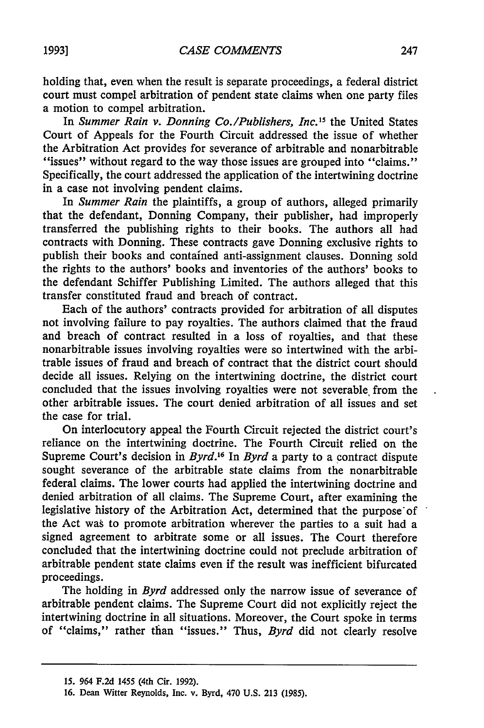holding that, even when the result is separate proceedings, a federal district court must compel arbitration of pendent state claims when one party files a motion to compel arbitration.

In *Summer Rain v. Donning Co./Publishers, Inc.*[15] the United States Court of Appeals for the Fourth Circuit addressed the issue of whether the Arbitration Act provides for severance of arbitrable and nonarbitrable "issues" without regard to the way those issues are grouped into "claims." Specifically, the court addressed the application of the intertwining doctrine in a case not involving pendent claims.

In *Summer Rain* the plaintiffs, a group of authors, alleged primarily that the defendant, Donning Company, their publisher, had improperly transferred the publishing rights to their books. The authors all had contracts with Donning. These contracts gave Donning exclusive rights to publish their books and contained anti-assignment clauses. Donning sold the rights to the authors' books and inventories of the authors' books to the defendant Schiffer Publishing Limited. The authors alleged that this transfer constituted fraud and breach of contract.

Each of the authors' contracts provided for arbitration of all disputes not involving failure to pay royalties. The authors claimed that the fraud and breach of contract resulted in a loss of royalties, and that these nonarbitrable issues involving royalties were so intertwined with the arbitrable issues of fraud and breach of contract that the district court should decide all issues. Relying on the intertwining doctrine, the district court concluded that the issues involving royalties were not severable from the other arbitrable issues. The court denied arbitration of all issues and set the case for trial.

On interlocutory appeal the Fourth Circuit rejected the district court's reliance on the intertwining doctrine. The Fourth Circuit relied on the Supreme Court's decision in *Byrd*.[16] In *Byrd* a party to a contract dispute sought severance of the arbitrable state claims from the nonarbitrable federal claims. The lower courts had applied the intertwining doctrine and denied arbitration of all claims. The Supreme Court, after examining the legislative history of the Arbitration Act, determined that the purpose of the Act was to promote arbitration wherever the parties to a suit had a signed agreement to arbitrate some or all issues. The Court therefore concluded that the intertwining doctrine could not preclude arbitration of arbitrable pendent state claims even if the result was inefficient bifurcated proceedings.

The holding in *Byrd* addressed only the narrow issue of severance of arbitrable pendent claims. The Supreme Court did not explicitly reject the intertwining doctrine in all situations. Moreover, the Court spoke in terms of "claims," rather than "issues." Thus, *Byrd* did not clearly resolve

---

15. 964 F.2d 1455 (4th Cir. 1992).

16. Dean Witter Reynolds, Inc. v. Byrd, 470 U.S. 213 (1985).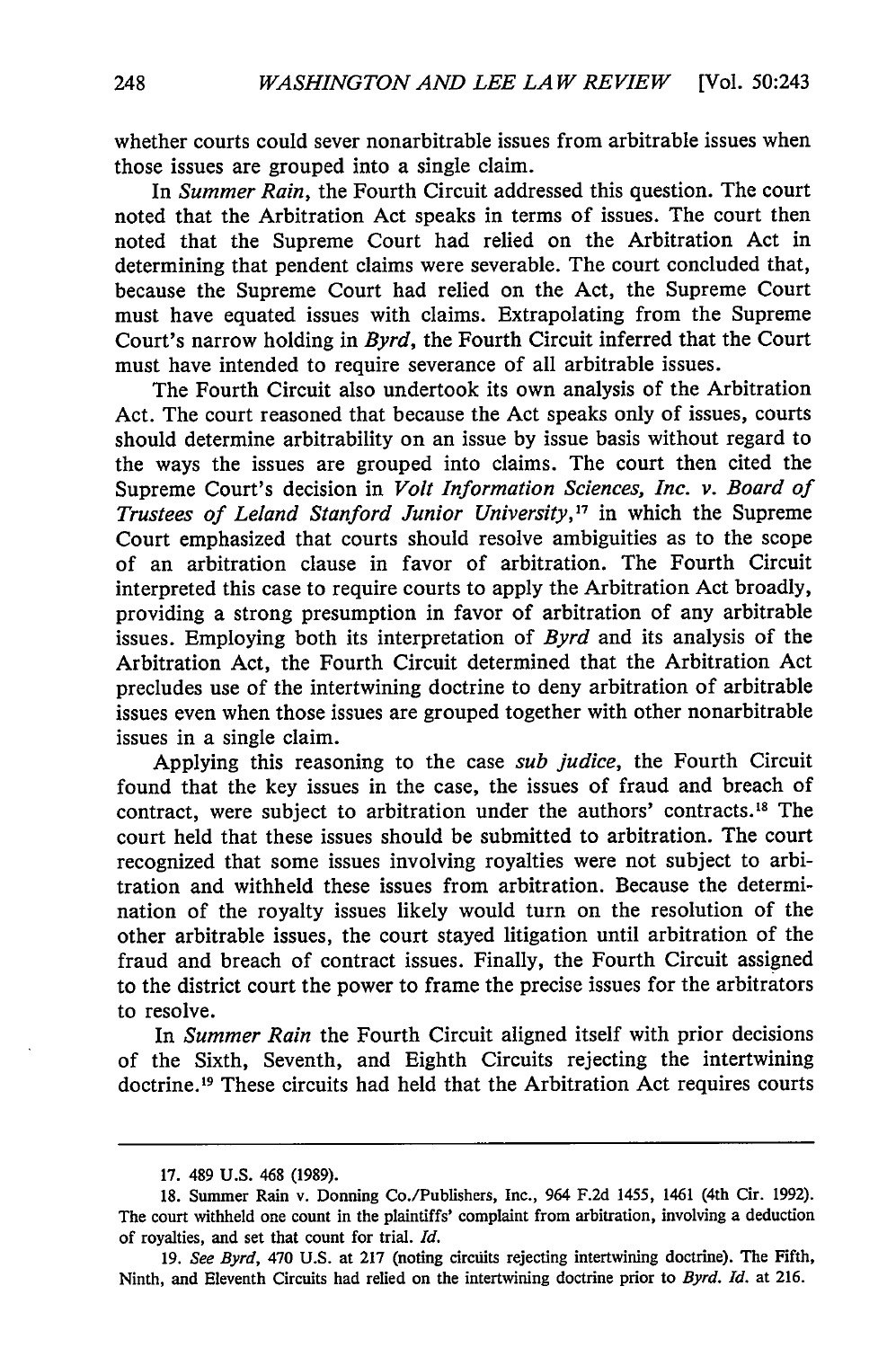whether courts could sever nonarbitrable issues from arbitrable issues when those issues are grouped into a single claim.

In *Summer Rain*, the Fourth Circuit addressed this question. The court noted that the Arbitration Act speaks in terms of issues. The court then noted that the Supreme Court had relied on the Arbitration Act in determining that pendent claims were severable. The court concluded that, because the Supreme Court had relied on the Act, the Supreme Court must have equated issues with claims. Extrapolating from the Supreme Court's narrow holding in *Byrd*, the Fourth Circuit inferred that the Court must have intended to require severance of all arbitrable issues.

The Fourth Circuit also undertook its own analysis of the Arbitration Act. The court reasoned that because the Act speaks only of issues, courts should determine arbitrability on an issue by issue basis without regard to the ways the issues are grouped into claims. The court then cited the Supreme Court's decision in *Volt Information Sciences, Inc. v. Board of Trustees of Leland Stanford Junior University*,[17] in which the Supreme Court emphasized that courts should resolve ambiguities as to the scope of an arbitration clause in favor of arbitration. The Fourth Circuit interpreted this case to require courts to apply the Arbitration Act broadly, providing a strong presumption in favor of arbitration of any arbitrable issues. Employing both its interpretation of *Byrd* and its analysis of the Arbitration Act, the Fourth Circuit determined that the Arbitration Act precludes use of the intertwining doctrine to deny arbitration of arbitrable issues even when those issues are grouped together with other nonarbitrable issues in a single claim.

Applying this reasoning to the case *sub judice*, the Fourth Circuit found that the key issues in the case, the issues of fraud and breach of contract, were subject to arbitration under the authors' contracts.[18] The court held that these issues should be submitted to arbitration. The court recognized that some issues involving royalties were not subject to arbitration and withheld these issues from arbitration. Because the determination of the royalty issues likely would turn on the resolution of the other arbitrable issues, the court stayed litigation until arbitration of the fraud and breach of contract issues. Finally, the Fourth Circuit assigned to the district court the power to frame the precise issues for the arbitrators to resolve.

In *Summer Rain* the Fourth Circuit aligned itself with prior decisions of the Sixth, Seventh, and Eighth Circuits rejecting the intertwining doctrine.[19] These circuits had held that the Arbitration Act requires courts

---

17. 489 U.S. 468 (1989).

18. Summer Rain v. Donning Co./Publishers, Inc., 964 F.2d 1455, 1461 (4th Cir. 1992). The court withheld one count in the plaintiffs' complaint from arbitration, involving a deduction of royalties, and set that count for trial. *Id.*

19. *See Byrd*, 470 U.S. at 217 (noting circuits rejecting intertwining doctrine). The Fifth, Ninth, and Eleventh Circuits had relied on the intertwining doctrine prior to *Byrd*. *Id.* at 216.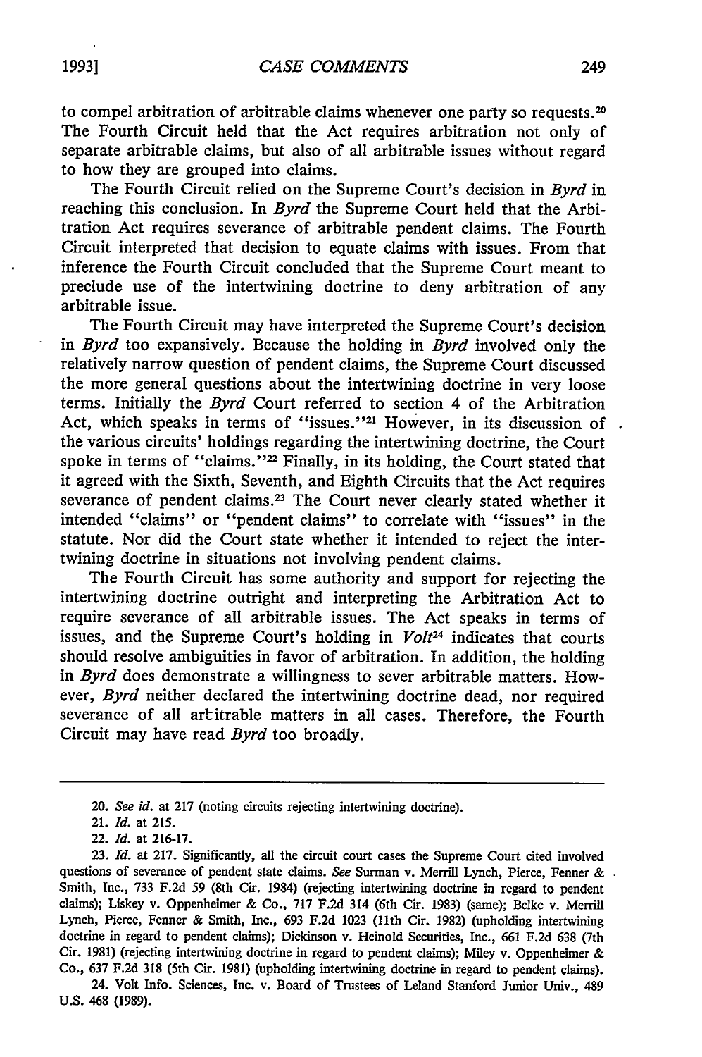to compel arbitration of arbitrable claims whenever one party so requests.[20] The Fourth Circuit held that the Act requires arbitration not only of separate arbitrable claims, but also of all arbitrable issues without regard to how they are grouped into claims.

The Fourth Circuit relied on the Supreme Court's decision in *Byrd* in reaching this conclusion. In *Byrd* the Supreme Court held that the Arbitration Act requires severance of arbitrable pendent claims. The Fourth Circuit interpreted that decision to equate claims with issues. From that inference the Fourth Circuit concluded that the Supreme Court meant to preclude use of the intertwining doctrine to deny arbitration of any arbitrable issue.

The Fourth Circuit may have interpreted the Supreme Court's decision in *Byrd* too expansively. Because the holding in *Byrd* involved only the relatively narrow question of pendent claims, the Supreme Court discussed the more general questions about the intertwining doctrine in very loose terms. Initially the *Byrd* Court referred to section 4 of the Arbitration Act, which speaks in terms of "issues."[21] However, in its discussion of the various circuits' holdings regarding the intertwining doctrine, the Court spoke in terms of "claims."[22] Finally, in its holding, the Court stated that it agreed with the Sixth, Seventh, and Eighth Circuits that the Act requires severance of pendent claims.[23] The Court never clearly stated whether it intended "claims" or "pendent claims" to correlate with "issues" in the statute. Nor did the Court state whether it intended to reject the intertwining doctrine in situations not involving pendent claims.

The Fourth Circuit has some authority and support for rejecting the intertwining doctrine outright and interpreting the Arbitration Act to require severance of all arbitrable issues. The Act speaks in terms of issues, and the Supreme Court's holding in *Volt*[24] indicates that courts should resolve ambiguities in favor of arbitration. In addition, the holding in *Byrd* does demonstrate a willingness to sever arbitrable matters. However, *Byrd* neither declared the intertwining doctrine dead, nor required severance of all arbitrable matters in all cases. Therefore, the Fourth Circuit may have read *Byrd* too broadly.

---

20. *See id.* at 217 (noting circuits rejecting intertwining doctrine).

21. *Id.* at 215.

22. *Id.* at 216-17.

23. *Id.* at 217. Significantly, all the circuit court cases the Supreme Court cited involved questions of severance of pendent state claims. *See* Surman v. Merrill Lynch, Pierce, Fenner & Smith, Inc., 733 F.2d 59 (8th Cir. 1984) (rejecting intertwining doctrine in regard to pendent claims); Liskey v. Oppenheimer & Co., 717 F.2d 314 (6th Cir. 1983) (same); Belke v. Merrill Lynch, Pierce, Fenner & Smith, Inc., 693 F.2d 1023 (11th Cir. 1982) (upholding intertwining doctrine in regard to pendent claims); Dickinson v. Heinold Securities, Inc., 661 F.2d 638 (7th Cir. 1981) (rejecting intertwining doctrine in regard to pendent claims); Miley v. Oppenheimer & Co., 637 F.2d 318 (5th Cir. 1981) (upholding intertwining doctrine in regard to pendent claims).

24. Volt Info. Sciences, Inc. v. Board of Trustees of Leland Stanford Junior Univ., 489 U.S. 468 (1989).